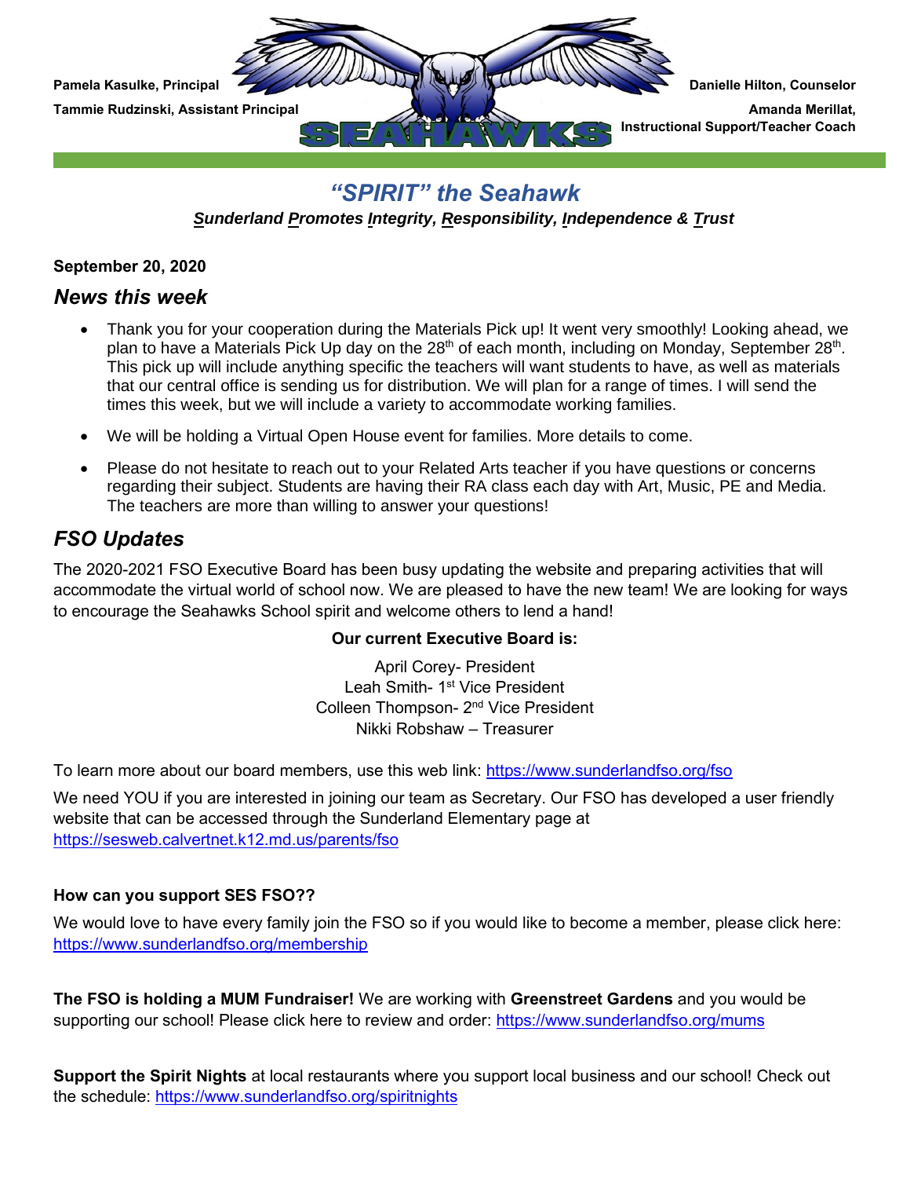Pamela Kasulke, Principal

Tammie Rudzinski, Assistant Principal

Danielle Hilton, Counselor

Amanda Merillat, Instructional Support/Teacher Coach

## *"SPIRIT" the Seahawk*

***S**underland **P**romotes **I**ntegrity, **R**esponsibility, **I**ndependence & **T**rust*

**September 20, 2020**

## *News this week*

- Thank you for your cooperation during the Materials Pick up! It went very smoothly! Looking ahead, we plan to have a Materials Pick Up day on the 28th of each month, including on Monday, September 28th. This pick up will include anything specific the teachers will want students to have, as well as materials that our central office is sending us for distribution. We will plan for a range of times. I will send the times this week, but we will include a variety to accommodate working families.
- We will be holding a Virtual Open House event for families. More details to come.
- Please do not hesitate to reach out to your Related Arts teacher if you have questions or concerns regarding their subject. Students are having their RA class each day with Art, Music, PE and Media. The teachers are more than willing to answer your questions!

## *FSO Updates*

The 2020-2021 FSO Executive Board has been busy updating the website and preparing activities that will accommodate the virtual world of school now. We are pleased to have the new team! We are looking for ways to encourage the Seahawks School spirit and welcome others to lend a hand!

**Our current Executive Board is:**

April Corey- President
Leah Smith- 1st Vice President
Colleen Thompson- 2nd Vice President
Nikki Robshaw – Treasurer

To learn more about our board members, use this web link: https://www.sunderlandfso.org/fso

We need YOU if you are interested in joining our team as Secretary. Our FSO has developed a user friendly website that can be accessed through the Sunderland Elementary page at https://sesweb.calvertnet.k12.md.us/parents/fso

**How can you support SES FSO??**

We would love to have every family join the FSO so if you would like to become a member, please click here: https://www.sunderlandfso.org/membership

**The FSO is holding a MUM Fundraiser!** We are working with **Greenstreet Gardens** and you would be supporting our school! Please click here to review and order: https://www.sunderlandfso.org/mums

**Support the Spirit Nights** at local restaurants where you support local business and our school! Check out the schedule: https://www.sunderlandfso.org/spiritnights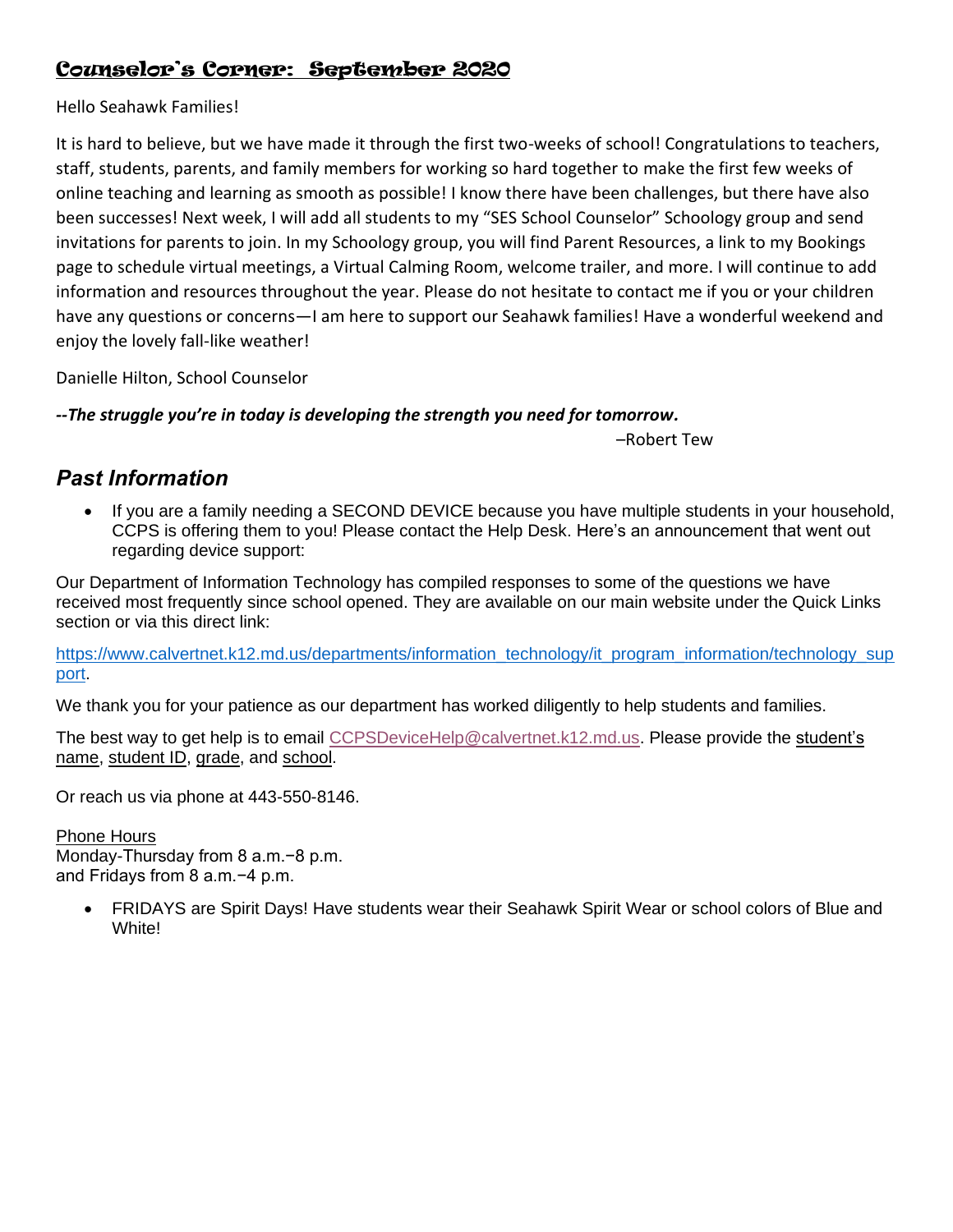## Counselor's Corner: September 2020

Hello Seahawk Families!

It is hard to believe, but we have made it through the first two-weeks of school! Congratulations to teachers, staff, students, parents, and family members for working so hard together to make the first few weeks of online teaching and learning as smooth as possible! I know there have been challenges, but there have also been successes! Next week, I will add all students to my "SES School Counselor" Schoology group and send invitations for parents to join. In my Schoology group, you will find Parent Resources, a link to my Bookings page to schedule virtual meetings, a Virtual Calming Room, welcome trailer, and more. I will continue to add information and resources throughout the year. Please do not hesitate to contact me if you or your children have any questions or concerns—I am here to support our Seahawk families! Have a wonderful weekend and enjoy the lovely fall-like weather!

Danielle Hilton, School Counselor

***--The struggle you're in today is developing the strength you need for tomorrow.***

–Robert Tew

## *Past Information*

- If you are a family needing a SECOND DEVICE because you have multiple students in your household, CCPS is offering them to you! Please contact the Help Desk. Here's an announcement that went out regarding device support:

Our Department of Information Technology has compiled responses to some of the questions we have received most frequently since school opened. They are available on our main website under the Quick Links section or via this direct link:

https://www.calvertnet.k12.md.us/departments/information_technology/it_program_information/technology_support.

We thank you for your patience as our department has worked diligently to help students and families.

The best way to get help is to email CCPSDeviceHelp@calvertnet.k12.md.us. Please provide the student's name, student ID, grade, and school.

Or reach us via phone at 443-550-8146.

Phone Hours
Monday-Thursday from 8 a.m.−8 p.m.
and Fridays from 8 a.m.−4 p.m.

- FRIDAYS are Spirit Days! Have students wear their Seahawk Spirit Wear or school colors of Blue and White!